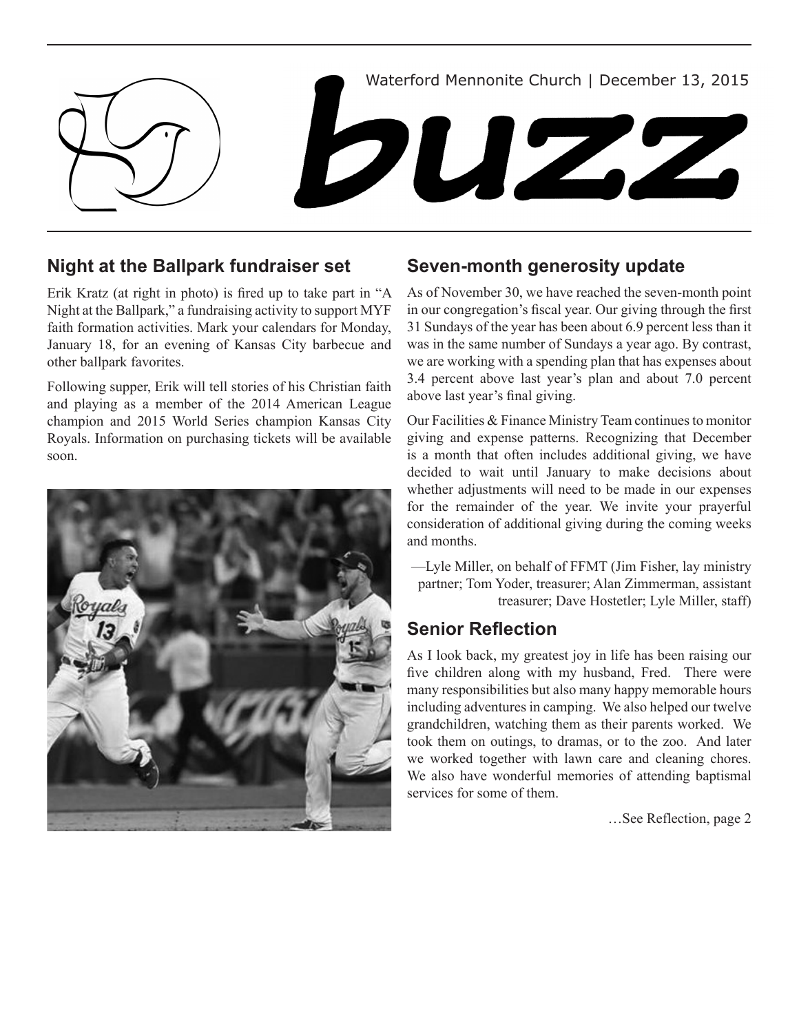Waterford Mennonite Church | December 13, 2015

# buzz

## Night at the Ballpark fundraiser set

Erik Kratz (at right in photo) is fired up to take part in "A Night at the Ballpark," a fundraising activity to support MYF faith formation activities. Mark your calendars for Monday, January 18, for an evening of Kansas City barbecue and other ballpark favorites.

Following supper, Erik will tell stories of his Christian faith and playing as a member of the 2014 American League champion and 2015 World Series champion Kansas City Royals. Information on purchasing tickets will be available soon.

## Seven-month generosity update

As of November 30, we have reached the seven-month point in our congregation's fiscal year. Our giving through the first 31 Sundays of the year has been about 6.9 percent less than it was in the same number of Sundays a year ago. By contrast, we are working with a spending plan that has expenses about 3.4 percent above last year's plan and about 7.0 percent above last year's final giving.

Our Facilities & Finance Ministry Team continues to monitor giving and expense patterns. Recognizing that December is a month that often includes additional giving, we have decided to wait until January to make decisions about whether adjustments will need to be made in our expenses for the remainder of the year. We invite your prayerful consideration of additional giving during the coming weeks and months.

—Lyle Miller, on behalf of FFMT (Jim Fisher, lay ministry partner; Tom Yoder, treasurer; Alan Zimmerman, assistant treasurer; Dave Hostetler; Lyle Miller, staff)

## Senior Reflection

As I look back, my greatest joy in life has been raising our five children along with my husband, Fred. There were many responsibilities but also many happy memorable hours including adventures in camping. We also helped our twelve grandchildren, watching them as their parents worked. We took them on outings, to dramas, or to the zoo. And later we worked together with lawn care and cleaning chores. We also have wonderful memories of attending baptismal services for some of them.

…See Reflection, page 2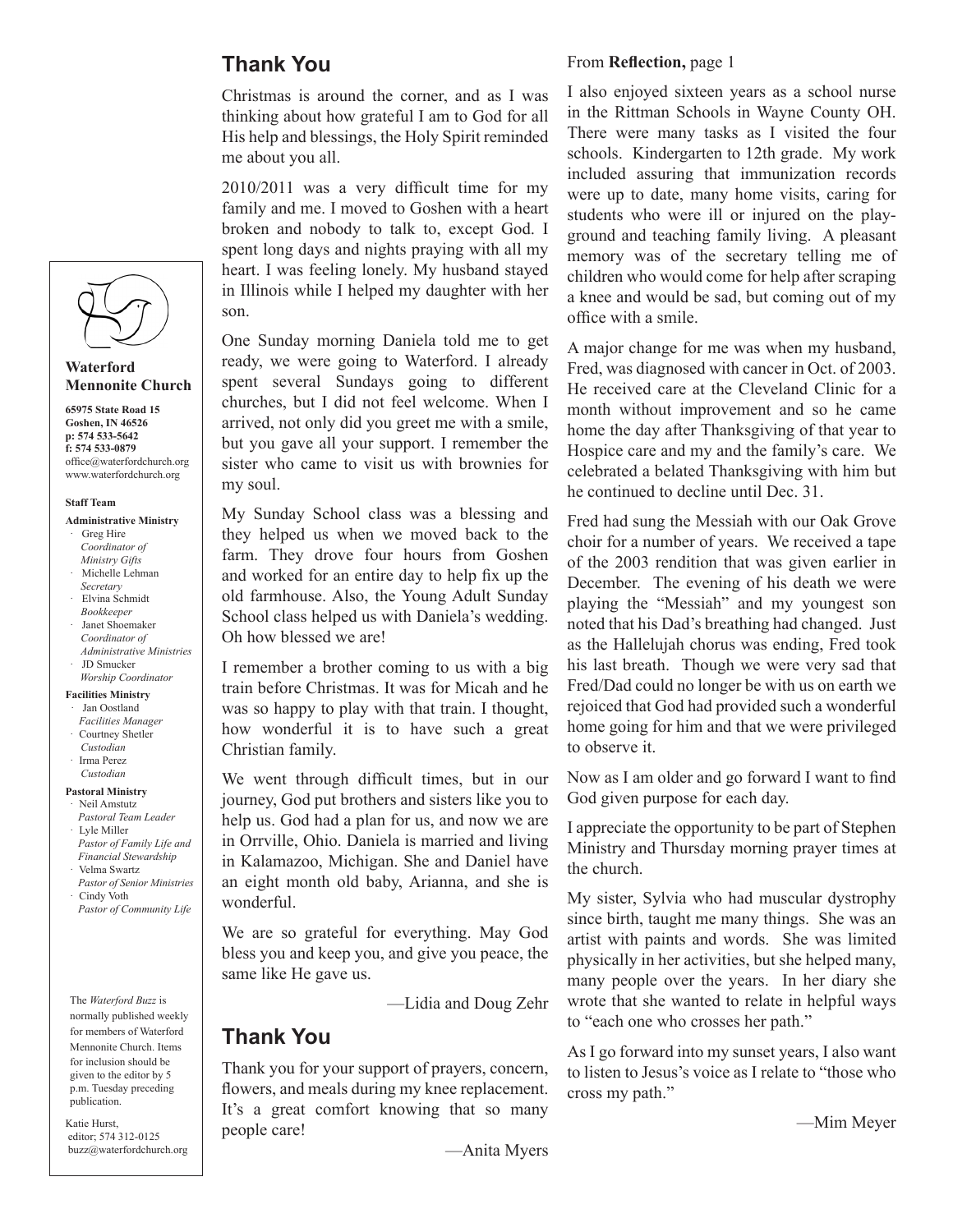## Thank You

Christmas is around the corner, and as I was thinking about how grateful I am to God for all His help and blessings, the Holy Spirit reminded me about you all.

2010/2011 was a very difficult time for my family and me. I moved to Goshen with a heart broken and nobody to talk to, except God. I spent long days and nights praying with all my heart. I was feeling lonely. My husband stayed in Illinois while I helped my daughter with her son.

One Sunday morning Daniela told me to get ready, we were going to Waterford. I already spent several Sundays going to different churches, but I did not feel welcome. When I arrived, not only did you greet me with a smile, but you gave all your support. I remember the sister who came to visit us with brownies for my soul.

My Sunday School class was a blessing and they helped us when we moved back to the farm. They drove four hours from Goshen and worked for an entire day to help fix up the old farmhouse. Also, the Young Adult Sunday School class helped us with Daniela's wedding. Oh how blessed we are!

I remember a brother coming to us with a big train before Christmas. It was for Micah and he was so happy to play with that train. I thought, how wonderful it is to have such a great Christian family.

We went through difficult times, but in our journey, God put brothers and sisters like you to help us. God had a plan for us, and now we are in Orrville, Ohio. Daniela is married and living in Kalamazoo, Michigan. She and Daniel have an eight month old baby, Arianna, and she is wonderful.

We are so grateful for everything. May God bless you and keep you, and give you peace, the same like He gave us.

—Lidia and Doug Zehr

## Thank You

Thank you for your support of prayers, concern, flowers, and meals during my knee replacement. It's a great comfort knowing that so many people care!

—Anita Myers

From **Reflection,** page 1

I also enjoyed sixteen years as a school nurse in the Rittman Schools in Wayne County OH. There were many tasks as I visited the four schools. Kindergarten to 12th grade. My work included assuring that immunization records were up to date, many home visits, caring for students who were ill or injured on the playground and teaching family living. A pleasant memory was of the secretary telling me of children who would come for help after scraping a knee and would be sad, but coming out of my office with a smile.

A major change for me was when my husband, Fred, was diagnosed with cancer in Oct. of 2003. He received care at the Cleveland Clinic for a month without improvement and so he came home the day after Thanksgiving of that year to Hospice care and my and the family's care. We celebrated a belated Thanksgiving with him but he continued to decline until Dec. 31.

Fred had sung the Messiah with our Oak Grove choir for a number of years. We received a tape of the 2003 rendition that was given earlier in December. The evening of his death we were playing the "Messiah" and my youngest son noted that his Dad's breathing had changed. Just as the Hallelujah chorus was ending, Fred took his last breath. Though we were very sad that Fred/Dad could no longer be with us on earth we rejoiced that God had provided such a wonderful home going for him and that we were privileged to observe it.

Now as I am older and go forward I want to find God given purpose for each day.

I appreciate the opportunity to be part of Stephen Ministry and Thursday morning prayer times at the church.

My sister, Sylvia who had muscular dystrophy since birth, taught me many things. She was an artist with paints and words. She was limited physically in her activities, but she helped many, many people over the years. In her diary she wrote that she wanted to relate in helpful ways to "each one who crosses her path."

As I go forward into my sunset years, I also want to listen to Jesus's voice as I relate to "those who cross my path."

—Mim Meyer

**Waterford Mennonite Church**

**65975 State Road 15**
**Goshen, IN 46526**
**p: 574 533-5642**
**f: 574 533-0879**
office@waterfordchurch.org
www.waterfordchurch.org

**Staff Team**

**Administrative Ministry**
- Greg Hire, *Coordinator of Ministry Gifts*
- Michelle Lehman, *Secretary*
- Elvina Schmidt, *Bookkeeper*
- Janet Shoemaker, *Coordinator of Administrative Ministries*
- JD Smucker, *Worship Coordinator*

**Facilities Ministry**
- Jan Oostland, *Facilities Manager*
- Courtney Shetler, *Custodian*
- Irma Perez, *Custodian*

**Pastoral Ministry**
- Neil Amstutz, *Pastoral Team Leader*
- Lyle Miller, *Pastor of Family Life and Financial Stewardship*
- Velma Swartz, *Pastor of Senior Ministries*
- Cindy Voth, *Pastor of Community Life*

The *Waterford Buzz* is normally published weekly for members of Waterford Mennonite Church. Items for inclusion should be given to the editor by 5 p.m. Tuesday preceding publication.

Katie Hurst, editor; 574 312-0125
buzz@waterfordchurch.org